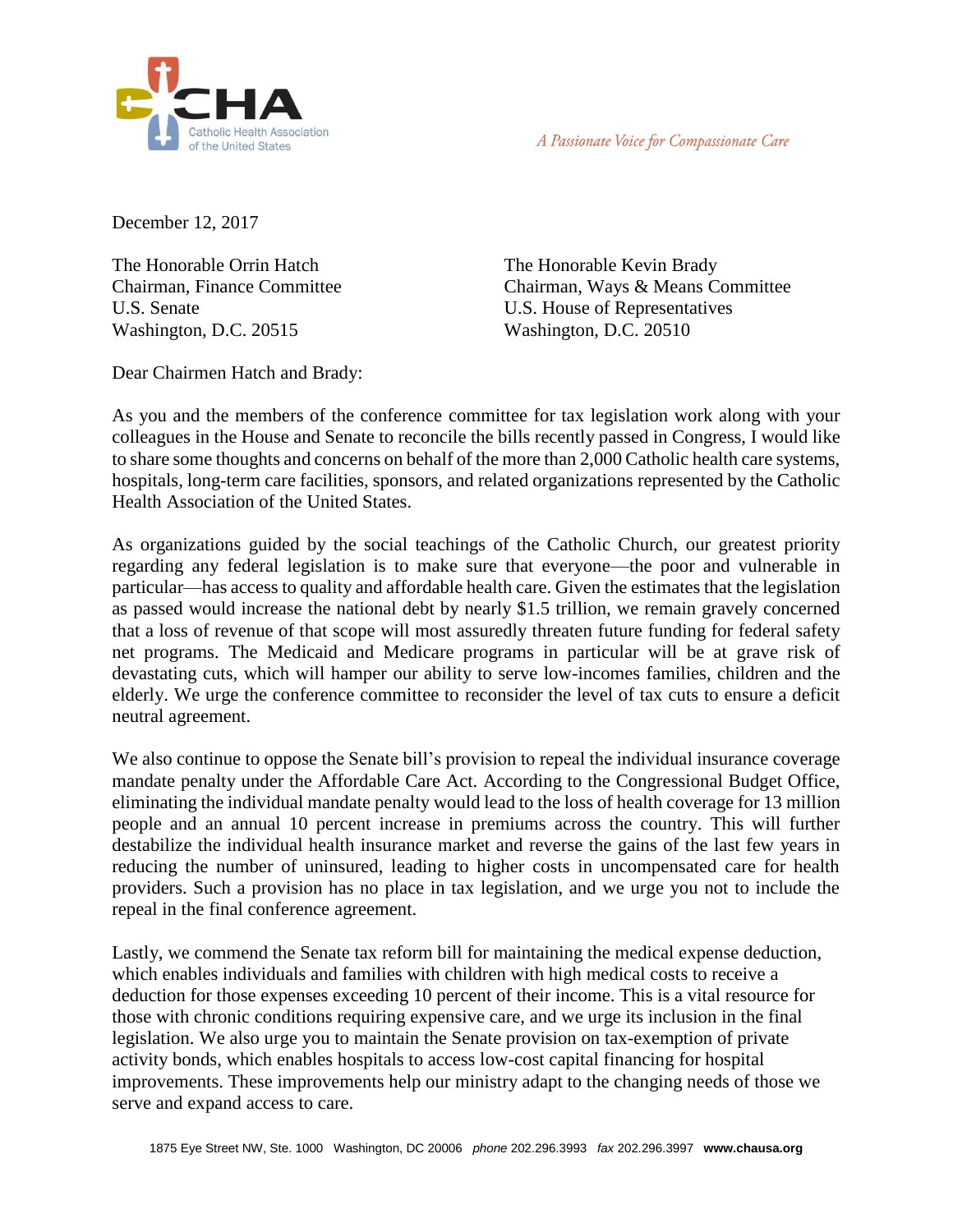CHA
Catholic Health Association of the United States

*A Passionate Voice for Compassionate Care*

December 12, 2017

The Honorable Orrin Hatch
Chairman, Finance Committee
U.S. Senate
Washington, D.C. 20515

The Honorable Kevin Brady
Chairman, Ways & Means Committee
U.S. House of Representatives
Washington, D.C. 20510

Dear Chairmen Hatch and Brady:

As you and the members of the conference committee for tax legislation work along with your colleagues in the House and Senate to reconcile the bills recently passed in Congress, I would like to share some thoughts and concerns on behalf of the more than 2,000 Catholic health care systems, hospitals, long-term care facilities, sponsors, and related organizations represented by the Catholic Health Association of the United States.

As organizations guided by the social teachings of the Catholic Church, our greatest priority regarding any federal legislation is to make sure that everyone—the poor and vulnerable in particular—has access to quality and affordable health care. Given the estimates that the legislation as passed would increase the national debt by nearly $1.5 trillion, we remain gravely concerned that a loss of revenue of that scope will most assuredly threaten future funding for federal safety net programs. The Medicaid and Medicare programs in particular will be at grave risk of devastating cuts, which will hamper our ability to serve low-incomes families, children and the elderly. We urge the conference committee to reconsider the level of tax cuts to ensure a deficit neutral agreement.

We also continue to oppose the Senate bill's provision to repeal the individual insurance coverage mandate penalty under the Affordable Care Act. According to the Congressional Budget Office, eliminating the individual mandate penalty would lead to the loss of health coverage for 13 million people and an annual 10 percent increase in premiums across the country. This will further destabilize the individual health insurance market and reverse the gains of the last few years in reducing the number of uninsured, leading to higher costs in uncompensated care for health providers. Such a provision has no place in tax legislation, and we urge you not to include the repeal in the final conference agreement.

Lastly, we commend the Senate tax reform bill for maintaining the medical expense deduction, which enables individuals and families with children with high medical costs to receive a deduction for those expenses exceeding 10 percent of their income. This is a vital resource for those with chronic conditions requiring expensive care, and we urge its inclusion in the final legislation. We also urge you to maintain the Senate provision on tax-exemption of private activity bonds, which enables hospitals to access low-cost capital financing for hospital improvements. These improvements help our ministry adapt to the changing needs of those we serve and expand access to care.

1875 Eye Street NW, Ste. 1000 Washington, DC 20006 *phone* 202.296.3993 *fax* 202.296.3997 **www.chausa.org**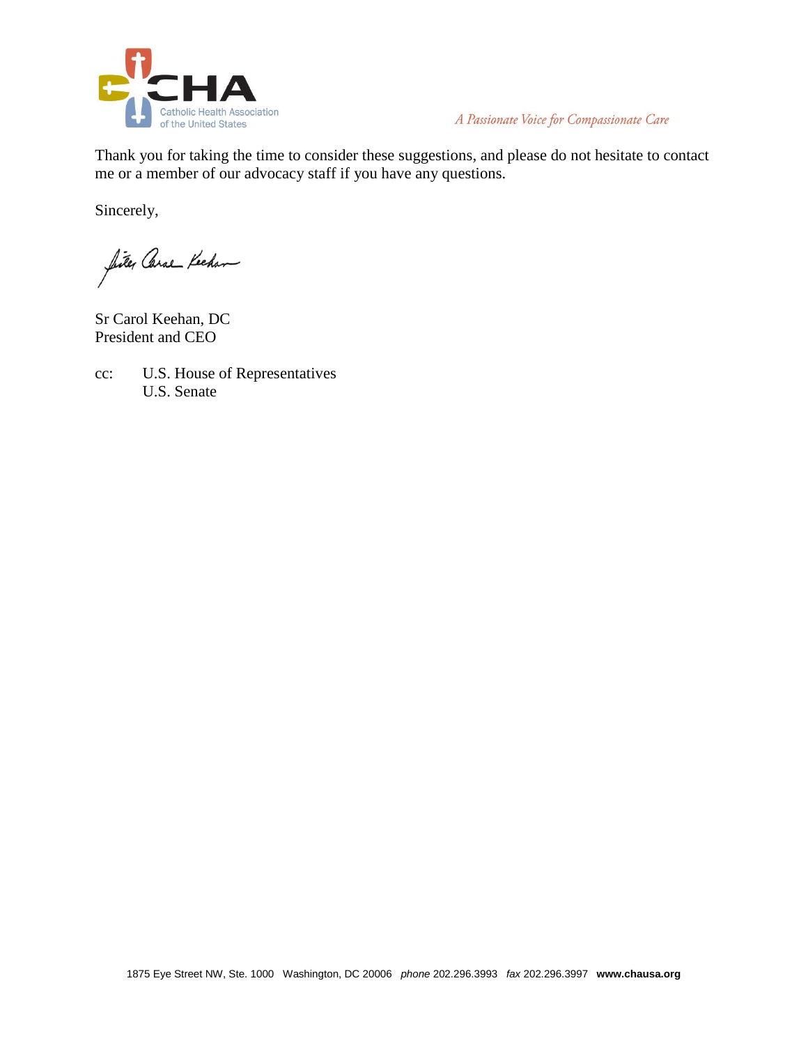Thank you for taking the time to consider these suggestions, and please do not hesitate to contact me or a member of our advocacy staff if you have any questions.

Sincerely,

Sr Carol Keehan, DC
President and CEO

cc: U.S. House of Representatives
U.S. Senate